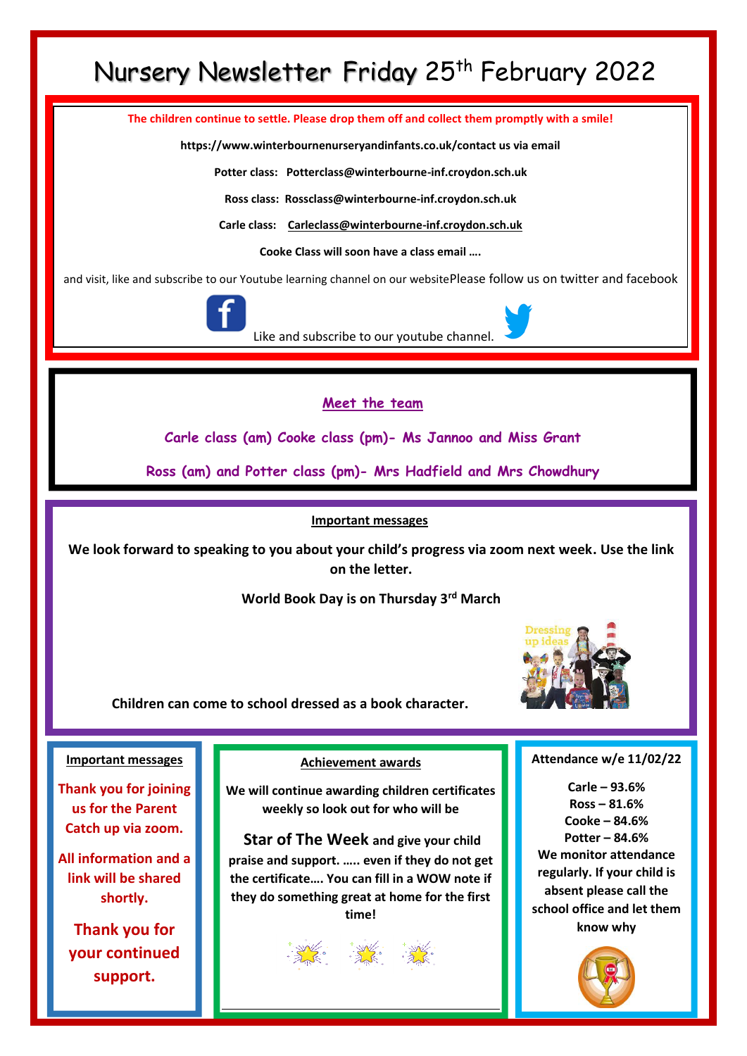# Nursery Newsletter Friday 25th February 2022

**The children continue to settle. Please drop them off and collect them promptly with a smile!**

**https://www.winterbournenurseryandinfants.co.uk/contact us via email**

**Potter class: Potterclass@winterbourne-inf.croydon.sch.uk**

**Ross class: Rossclass@winterbourne-inf.croydon.sch.uk**

**Carle class: Carleclass@winterbourne-inf.croydon.sch.uk**

**Cooke Class will soon have a class email ….**

and visit, like and subscribe to our Youtube learning channel on our websitePlease follow us on twitter and facebook

Like and subscribe to our youtube channel.

## Meet the team

**Carle class (am) Cooke class (pm)- Ms Jannoo and Miss Grant**

**Ross (am) and Potter class (pm)- Mrs Hadfield and Mrs Chowdhury**

## Important messages

**We look forward to speaking to you about your child's progress via zoom next week. Use the link on the letter.**

**World Book Day is on Thursday 3rd March**

Dressing up ideas

**Children can come to school dressed as a book character.**

## Important messages

**Thank you for joining us for the Parent Catch up via zoom.**

**All information and a link will be shared shortly.**

**Thank you for your continued support.**

## Achievement awards

**We will continue awarding children certificates weekly so look out for who will be**

**Star of The Week and give your child praise and support. ….. even if they do not get the certificate…. You can fill in a WOW note if they do something great at home for the first time!**

## Attendance w/e 11/02/22

**Carle – 93.6%**
**Ross – 81.6%**
**Cooke – 84.6%**
**Potter – 84.6%**

**We monitor attendance regularly. If your child is absent please call the school office and let them know why**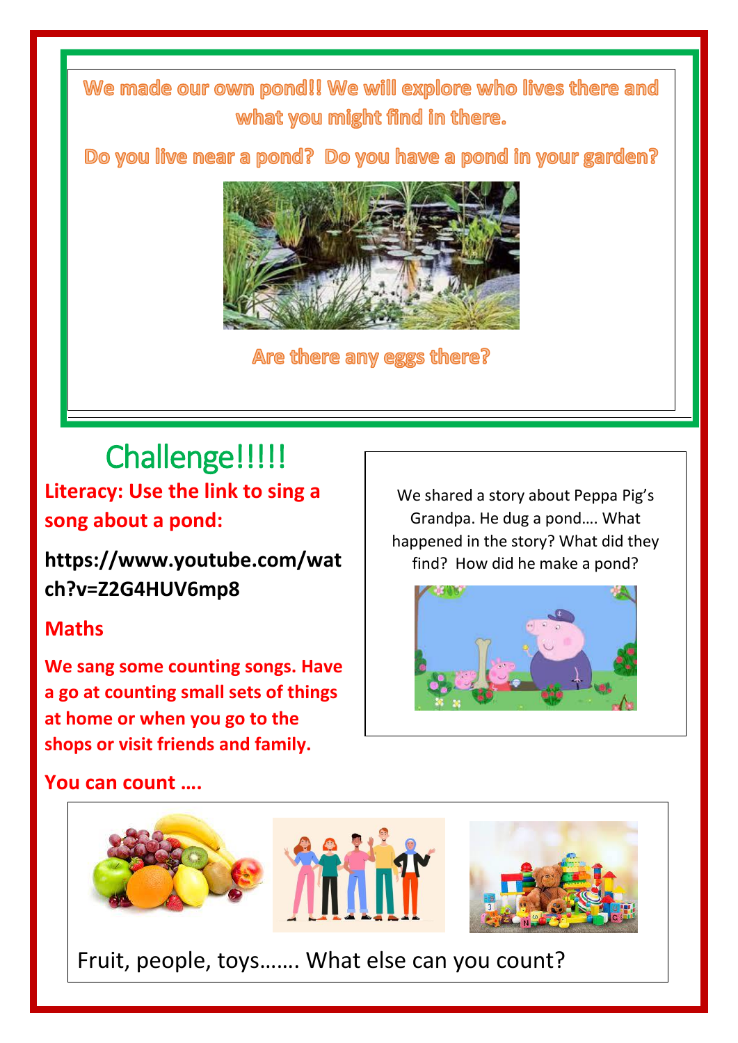We made our own pond!! We will explore who lives there and what you might find in there.

Do you live near a pond? Do you have a pond in your garden?

Are there any eggs there?

## Challenge!!!!!

**Literacy: Use the link to sing a song about a pond:**

**https://www.youtube.com/watch?v=Z2G4HUV6mp8**

**Maths**

**We sang some counting songs. Have a go at counting small sets of things at home or when you go to the shops or visit friends and family.**

We shared a story about Peppa Pig's Grandpa. He dug a pond…. What happened in the story? What did they find? How did he make a pond?

**You can count ….**

Fruit, people, toys……. What else can you count?